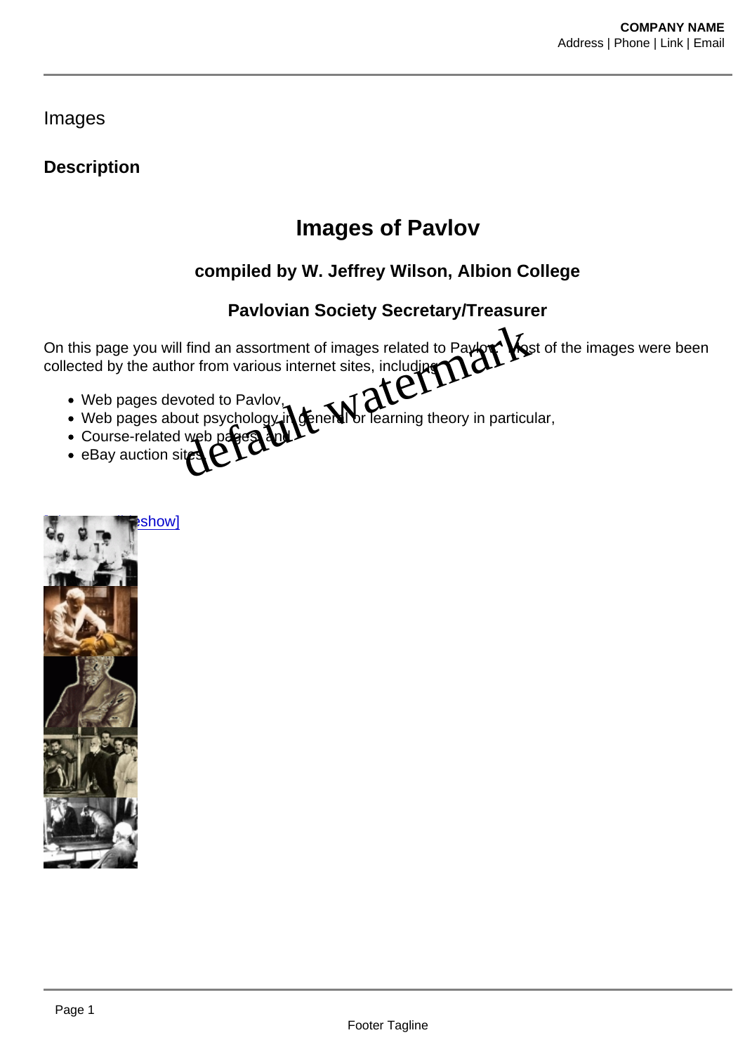Images

## Description

# Images of Pavlov

### compiled by W. Jeffrey Wilson, Albion College

### Pavlovian Society Secretary/Treasurer

On this page you will find an assortment of images related to Pavlov. Most of the images were been collected by the author from various internet sites, including:

- Web pages devoted to Pavlov,
- Web pages about psychology in general or learning theory in particular,
- Course-related web pages, and
- eBay auction sites.

[slideshow]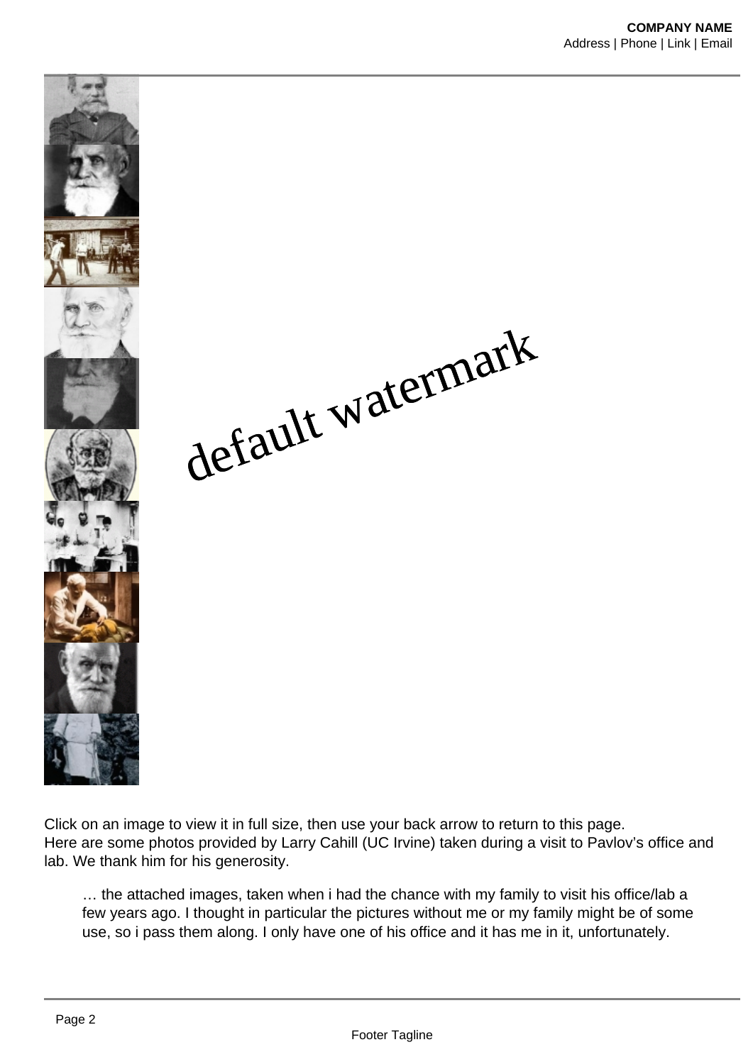Click on an image to view it in full size, then use your back arrow to return to this page.
Here are some photos provided by Larry Cahill (UC Irvine) taken during a visit to Pavlov's office and lab. We thank him for his generosity.

> … the attached images, taken when i had the chance with my family to visit his office/lab a few years ago. I thought in particular the pictures without me or my family might be of some use, so i pass them along. I only have one of his office and it has me in it, unfortunately.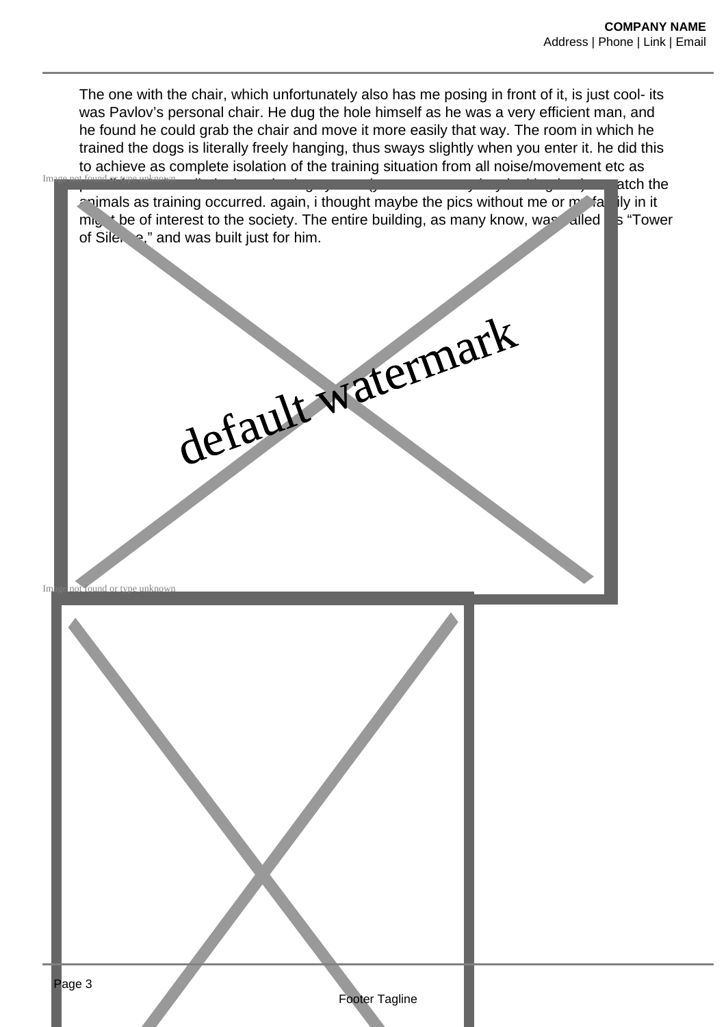The one with the chair, which unfortunately also has me posing in front of it, is just cool- its was Pavlov's personal chair. He dug the hole himself as he was a very efficient man, and he found he could grab the chair and move it more easily that way. The room in which he trained the dogs is literally freely hanging, thus sways slightly when you enter it. he did this to achieve as complete isolation of the training situation from all noise/movement etc as possible. ... watch the animals as training occurred. again, i thought maybe the pics without me or my family in it might be of interest to the society. The entire building, as many know, was called his "Tower of Silence," and was built just for him.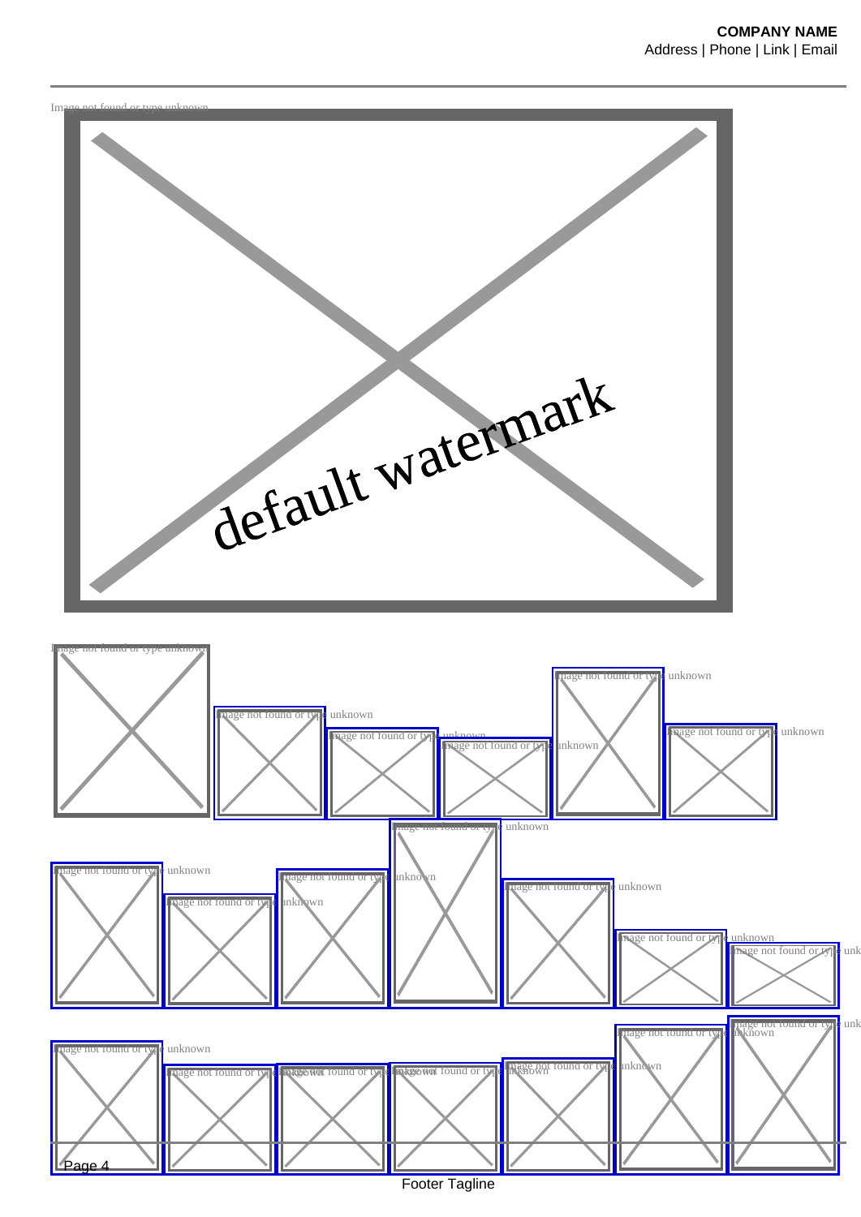Image not found or type unknown

Image not found or type unknown Image not found or type unknown Image not found or type unknown Image not found or type unknown Image not found or type unknown Image not found or type unknown

Image not found or type unknown Image not found or type unknown Image not found or type unknown Image not found or type unknown Image not found or type unknown Image not found or type unknown Image not found or type unknown

Image not found or type unknown Image not found or type unknown Image not found or type unknown Image not found or type unknown Image not found or type unknown Image not found or type unknown Image not found or type unknown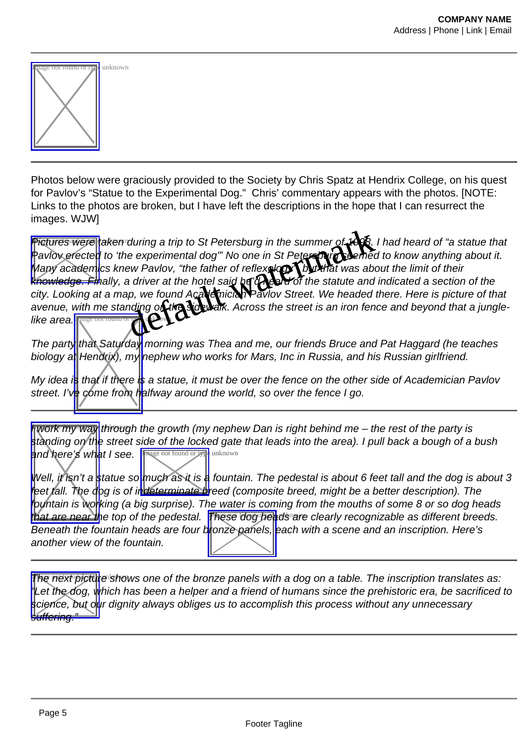Photos below were graciously provided to the Society by Chris Spatz at Hendrix College, on his quest for Pavlov's "Statue to the Experimental Dog." Chris' commentary appears with the photos. [NOTE: Links to the photos are broken, but I have left the descriptions in the hope that I can resurrect the images. WJW]

*Pictures were taken during a trip to St Petersburg in the summer of 1998. I had heard of "a statue that Pavlov erected to 'the experimental dog'" No one in St Petersburg seemed to know anything about it. Many academics knew Pavlov, "the father of reflexology," but that was about the limit of their knowledge. Finally, a driver at the hotel said he'd heard of the statute and indicated a section of the city. Looking at a map, we found Academician Pavlov Street. We headed there. Here is picture of that avenue, with me standing on the sidewalk. Across the street is an iron fence and beyond that a jungle-like area.*

*The party that Saturday morning was Thea and me, our friends Bruce and Pat Haggard (he teaches biology at Hendrix), my nephew who works for Mars, Inc in Russia, and his Russian girlfriend.*

*My idea is that if there is a statue, it must be over the fence on the other side of Academician Pavlov street. I've come from halfway around the world, so over the fence I go.*

---

*I work my way through the growth (my nephew Dan is right behind me – the rest of the party is standing on the street side of the locked gate that leads into the area). I pull back a bough of a bush and here's what I see.*

*Well, it isn't a statue so much as it is a fountain. The pedestal is about 6 feet tall and the dog is about 3 feet tall. The dog is of indeterminate breed (composite breed, might be a better description). The fountain is working (a big surprise). The water is coming from the mouths of some 8 or so dog heads that are near the top of the pedestal. These dog heads are clearly recognizable as different breeds. Beneath the fountain heads are four bronze panels, each with a scene and an inscription. Here's another view of the fountain.*

---

*The next picture shows one of the bronze panels with a dog on a table. The inscription translates as: "Let the dog, which has been a helper and a friend of humans since the prehistoric era, be sacrificed to science, but our dignity always obliges us to accomplish this process without any unnecessary suffering."*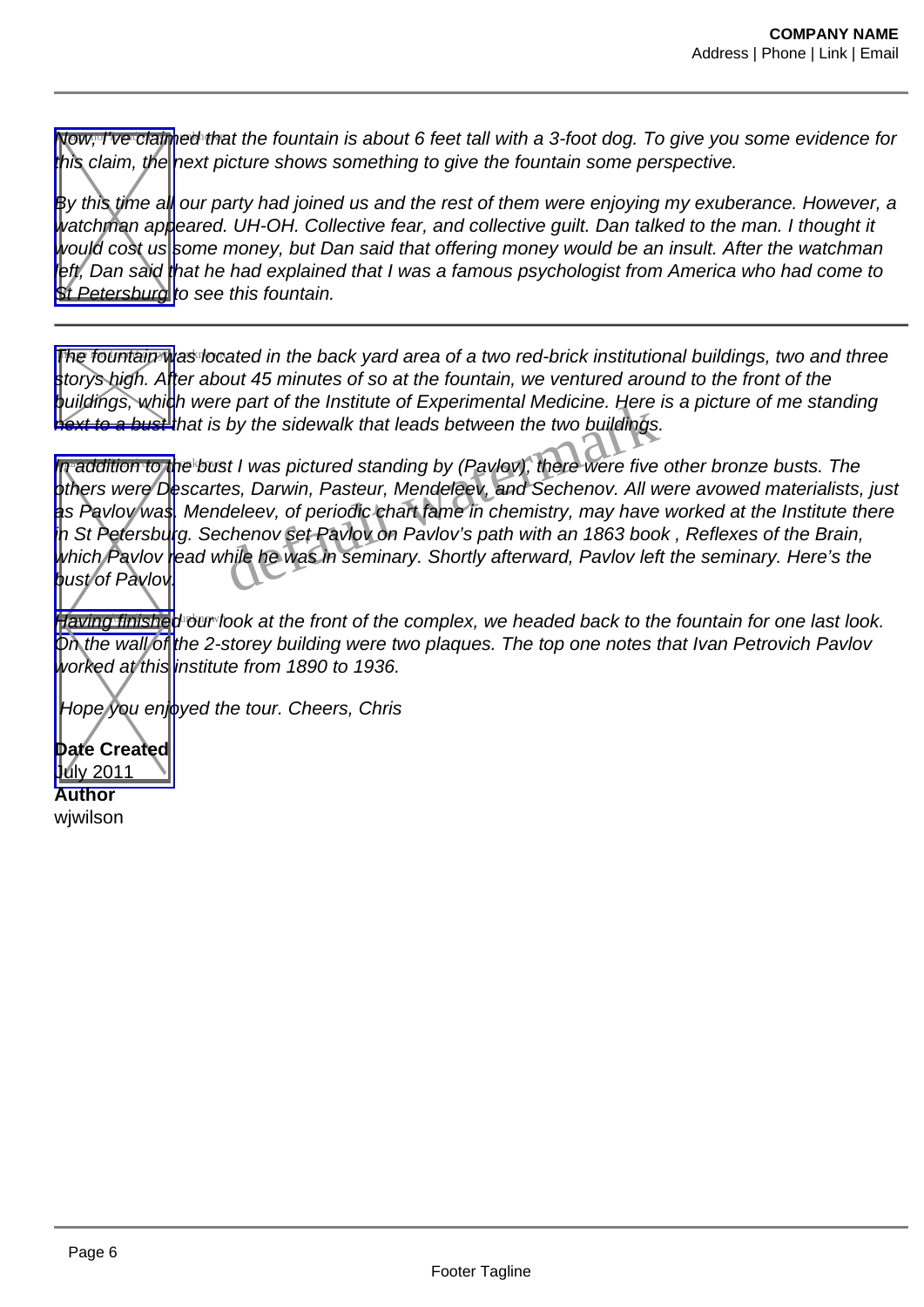*Now, I've claimed that the fountain is about 6 feet tall with a 3-foot dog. To give you some evidence for this claim, the next picture shows something to give the fountain some perspective.*

*By this time all our party had joined us and the rest of them were enjoying my exuberance. However, a watchman appeared. UH-OH. Collective fear, and collective guilt. Dan talked to the man. I thought it would cost us some money, but Dan said that offering money would be an insult. After the watchman left, Dan said that he had explained that I was a famous psychologist from America who had come to St Petersburg to see this fountain.*

---

*The fountain was located in the back yard area of a two red-brick institutional buildings, two and three storys high. After about 45 minutes of so at the fountain, we ventured around to the front of the buildings, which were part of the Institute of Experimental Medicine. Here is a picture of me standing next to a bust that is by the sidewalk that leads between the two buildings.*

*In addition to the bust I was pictured standing by (Pavlov), there were five other bronze busts. The others were Descartes, Darwin, Pasteur, Mendeleev, and Sechenov. All were avowed materialists, just as Pavlov was. Mendeleev, of periodic chart fame in chemistry, may have worked at the Institute there in St Petersburg. Sechenov set Pavlov on Pavlov's path with an 1863 book , Reflexes of the Brain, which Pavlov read while he was in seminary. Shortly afterward, Pavlov left the seminary. Here's the bust of Pavlov.*

*Having finished our look at the front of the complex, we headed back to the fountain for one last look. On the wall of the 2-storey building were two plaques. The top one notes that Ivan Petrovich Pavlov worked at this institute from 1890 to 1936.*

*Hope you enjoyed the tour. Cheers, Chris*

**Date Created**
July 2011
**Author**
wjwilson